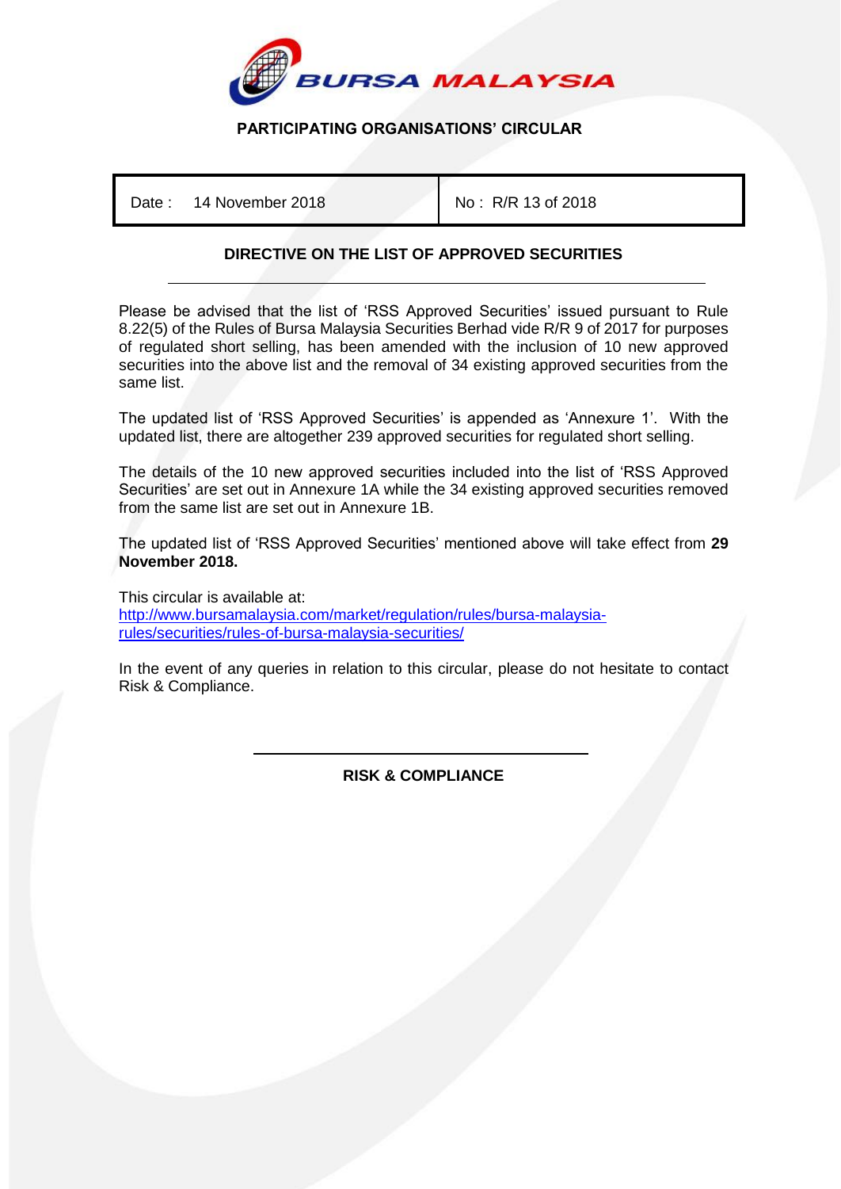**BURSA MALAYSIA**

## PARTICIPATING ORGANISATIONS' CIRCULAR

| Date : 14 November 2018 | No : R/R 13 of 2018 |
|---|---|

### DIRECTIVE ON THE LIST OF APPROVED SECURITIES

Please be advised that the list of 'RSS Approved Securities' issued pursuant to Rule 8.22(5) of the Rules of Bursa Malaysia Securities Berhad vide R/R 9 of 2017 for purposes of regulated short selling, has been amended with the inclusion of 10 new approved securities into the above list and the removal of 34 existing approved securities from the same list.

The updated list of 'RSS Approved Securities' is appended as 'Annexure 1'. With the updated list, there are altogether 239 approved securities for regulated short selling.

The details of the 10 new approved securities included into the list of 'RSS Approved Securities' are set out in Annexure 1A while the 34 existing approved securities removed from the same list are set out in Annexure 1B.

The updated list of 'RSS Approved Securities' mentioned above will take effect from **29 November 2018.**

This circular is available at:
http://www.bursamalaysia.com/market/regulation/rules/bursa-malaysia-rules/securities/rules-of-bursa-malaysia-securities/

In the event of any queries in relation to this circular, please do not hesitate to contact Risk & Compliance.

**RISK & COMPLIANCE**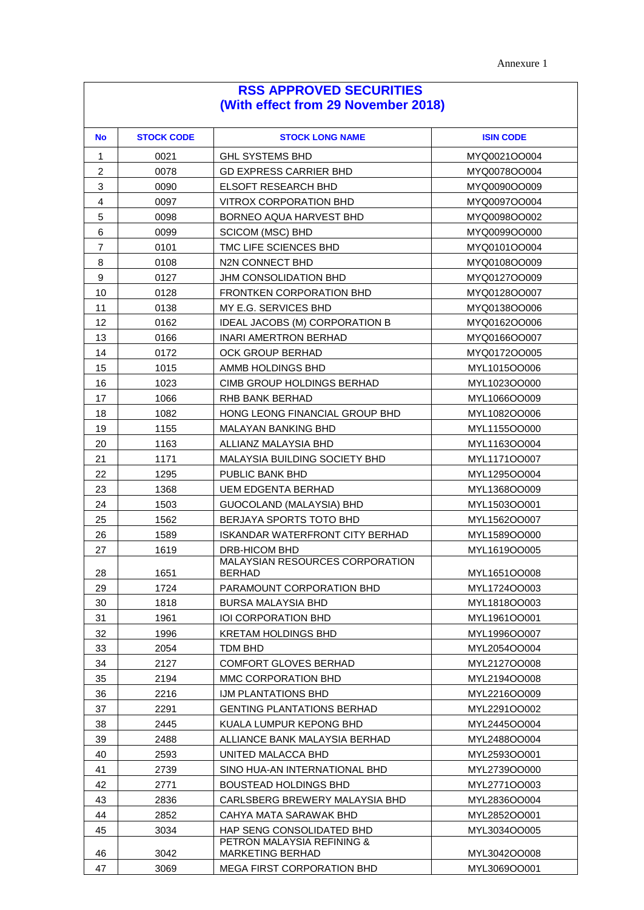Annexure 1

# RSS APPROVED SECURITIES
## (With effect from 29 November 2018)

| No | STOCK CODE | STOCK LONG NAME | ISIN CODE |
|---|---|---|---|
| 1 | 0021 | GHL SYSTEMS BHD | MYQ0021OO004 |
| 2 | 0078 | GD EXPRESS CARRIER BHD | MYQ0078OO004 |
| 3 | 0090 | ELSOFT RESEARCH BHD | MYQ0090OO009 |
| 4 | 0097 | VITROX CORPORATION BHD | MYQ0097OO004 |
| 5 | 0098 | BORNEO AQUA HARVEST BHD | MYQ0098OO002 |
| 6 | 0099 | SCICOM (MSC) BHD | MYQ0099OO000 |
| 7 | 0101 | TMC LIFE SCIENCES BHD | MYQ0101OO004 |
| 8 | 0108 | N2N CONNECT BHD | MYQ0108OO009 |
| 9 | 0127 | JHM CONSOLIDATION BHD | MYQ0127OO009 |
| 10 | 0128 | FRONTKEN CORPORATION BHD | MYQ0128OO007 |
| 11 | 0138 | MY E.G. SERVICES BHD | MYQ0138OO006 |
| 12 | 0162 | IDEAL JACOBS (M) CORPORATION B | MYQ0162OO006 |
| 13 | 0166 | INARI AMERTRON BERHAD | MYQ0166OO007 |
| 14 | 0172 | OCK GROUP BERHAD | MYQ0172OO005 |
| 15 | 1015 | AMMB HOLDINGS BHD | MYL1015OO006 |
| 16 | 1023 | CIMB GROUP HOLDINGS BERHAD | MYL1023OO000 |
| 17 | 1066 | RHB BANK BERHAD | MYL1066OO009 |
| 18 | 1082 | HONG LEONG FINANCIAL GROUP BHD | MYL1082OO006 |
| 19 | 1155 | MALAYAN BANKING BHD | MYL1155OO000 |
| 20 | 1163 | ALLIANZ MALAYSIA BHD | MYL1163OO004 |
| 21 | 1171 | MALAYSIA BUILDING SOCIETY BHD | MYL1171OO007 |
| 22 | 1295 | PUBLIC BANK BHD | MYL1295OO004 |
| 23 | 1368 | UEM EDGENTA BERHAD | MYL1368OO009 |
| 24 | 1503 | GUOCOLAND (MALAYSIA) BHD | MYL1503OO001 |
| 25 | 1562 | BERJAYA SPORTS TOTO BHD | MYL1562OO007 |
| 26 | 1589 | ISKANDAR WATERFRONT CITY BERHAD | MYL1589OO000 |
| 27 | 1619 | DRB-HICOM BHD | MYL1619OO005 |
| 28 | 1651 | MALAYSIAN RESOURCES CORPORATION BERHAD | MYL1651OO008 |
| 29 | 1724 | PARAMOUNT CORPORATION BHD | MYL1724OO003 |
| 30 | 1818 | BURSA MALAYSIA BHD | MYL1818OO003 |
| 31 | 1961 | IOI CORPORATION BHD | MYL1961OO001 |
| 32 | 1996 | KRETAM HOLDINGS BHD | MYL1996OO007 |
| 33 | 2054 | TDM BHD | MYL2054OO004 |
| 34 | 2127 | COMFORT GLOVES BERHAD | MYL2127OO008 |
| 35 | 2194 | MMC CORPORATION BHD | MYL2194OO008 |
| 36 | 2216 | IJM PLANTATIONS BHD | MYL2216OO009 |
| 37 | 2291 | GENTING PLANTATIONS BERHAD | MYL2291OO002 |
| 38 | 2445 | KUALA LUMPUR KEPONG BHD | MYL2445OO004 |
| 39 | 2488 | ALLIANCE BANK MALAYSIA BERHAD | MYL2488OO004 |
| 40 | 2593 | UNITED MALACCA BHD | MYL2593OO001 |
| 41 | 2739 | SINO HUA-AN INTERNATIONAL BHD | MYL2739OO000 |
| 42 | 2771 | BOUSTEAD HOLDINGS BHD | MYL2771OO003 |
| 43 | 2836 | CARLSBERG BREWERY MALAYSIA BHD | MYL2836OO004 |
| 44 | 2852 | CAHYA MATA SARAWAK BHD | MYL2852OO001 |
| 45 | 3034 | HAP SENG CONSOLIDATED BHD | MYL3034OO005 |
| 46 | 3042 | PETRON MALAYSIA REFINING & MARKETING BERHAD | MYL3042OO008 |
| 47 | 3069 | MEGA FIRST CORPORATION BHD | MYL3069OO001 |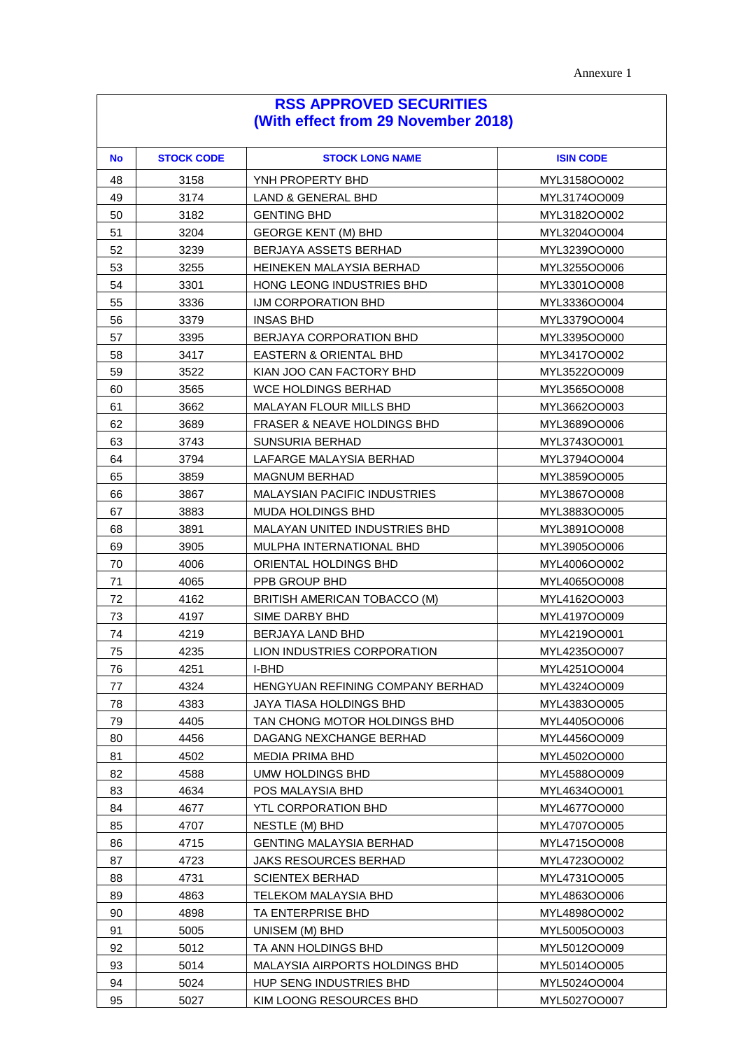Annexure 1

# RSS APPROVED SECURITIES
## (With effect from 29 November 2018)

| No | STOCK CODE | STOCK LONG NAME | ISIN CODE |
|---|---|---|---|
| 48 | 3158 | YNH PROPERTY BHD | MYL3158OO002 |
| 49 | 3174 | LAND & GENERAL BHD | MYL3174OO009 |
| 50 | 3182 | GENTING BHD | MYL3182OO002 |
| 51 | 3204 | GEORGE KENT (M) BHD | MYL3204OO004 |
| 52 | 3239 | BERJAYA ASSETS BERHAD | MYL3239OO000 |
| 53 | 3255 | HEINEKEN MALAYSIA BERHAD | MYL3255OO006 |
| 54 | 3301 | HONG LEONG INDUSTRIES BHD | MYL3301OO008 |
| 55 | 3336 | IJM CORPORATION BHD | MYL3336OO004 |
| 56 | 3379 | INSAS BHD | MYL3379OO004 |
| 57 | 3395 | BERJAYA CORPORATION BHD | MYL3395OO000 |
| 58 | 3417 | EASTERN & ORIENTAL BHD | MYL3417OO002 |
| 59 | 3522 | KIAN JOO CAN FACTORY BHD | MYL3522OO009 |
| 60 | 3565 | WCE HOLDINGS BERHAD | MYL3565OO008 |
| 61 | 3662 | MALAYAN FLOUR MILLS BHD | MYL3662OO003 |
| 62 | 3689 | FRASER & NEAVE HOLDINGS BHD | MYL3689OO006 |
| 63 | 3743 | SUNSURIA BERHAD | MYL3743OO001 |
| 64 | 3794 | LAFARGE MALAYSIA BERHAD | MYL3794OO004 |
| 65 | 3859 | MAGNUM BERHAD | MYL3859OO005 |
| 66 | 3867 | MALAYSIAN PACIFIC INDUSTRIES | MYL3867OO008 |
| 67 | 3883 | MUDA HOLDINGS BHD | MYL3883OO005 |
| 68 | 3891 | MALAYAN UNITED INDUSTRIES BHD | MYL3891OO008 |
| 69 | 3905 | MULPHA INTERNATIONAL BHD | MYL3905OO006 |
| 70 | 4006 | ORIENTAL HOLDINGS BHD | MYL4006OO002 |
| 71 | 4065 | PPB GROUP BHD | MYL4065OO008 |
| 72 | 4162 | BRITISH AMERICAN TOBACCO (M) | MYL4162OO003 |
| 73 | 4197 | SIME DARBY BHD | MYL4197OO009 |
| 74 | 4219 | BERJAYA LAND BHD | MYL4219OO001 |
| 75 | 4235 | LION INDUSTRIES CORPORATION | MYL4235OO007 |
| 76 | 4251 | I-BHD | MYL4251OO004 |
| 77 | 4324 | HENGYUAN REFINING COMPANY BERHAD | MYL4324OO009 |
| 78 | 4383 | JAYA TIASA HOLDINGS BHD | MYL4383OO005 |
| 79 | 4405 | TAN CHONG MOTOR HOLDINGS BHD | MYL4405OO006 |
| 80 | 4456 | DAGANG NEXCHANGE BERHAD | MYL4456OO009 |
| 81 | 4502 | MEDIA PRIMA BHD | MYL4502OO000 |
| 82 | 4588 | UMW HOLDINGS BHD | MYL4588OO009 |
| 83 | 4634 | POS MALAYSIA BHD | MYL4634OO001 |
| 84 | 4677 | YTL CORPORATION BHD | MYL4677OO000 |
| 85 | 4707 | NESTLE (M) BHD | MYL4707OO005 |
| 86 | 4715 | GENTING MALAYSIA BERHAD | MYL4715OO008 |
| 87 | 4723 | JAKS RESOURCES BERHAD | MYL4723OO002 |
| 88 | 4731 | SCIENTEX BERHAD | MYL4731OO005 |
| 89 | 4863 | TELEKOM MALAYSIA BHD | MYL4863OO006 |
| 90 | 4898 | TA ENTERPRISE BHD | MYL4898OO002 |
| 91 | 5005 | UNISEM (M) BHD | MYL5005OO003 |
| 92 | 5012 | TA ANN HOLDINGS BHD | MYL5012OO009 |
| 93 | 5014 | MALAYSIA AIRPORTS HOLDINGS BHD | MYL5014OO005 |
| 94 | 5024 | HUP SENG INDUSTRIES BHD | MYL5024OO004 |
| 95 | 5027 | KIM LOONG RESOURCES BHD | MYL5027OO007 |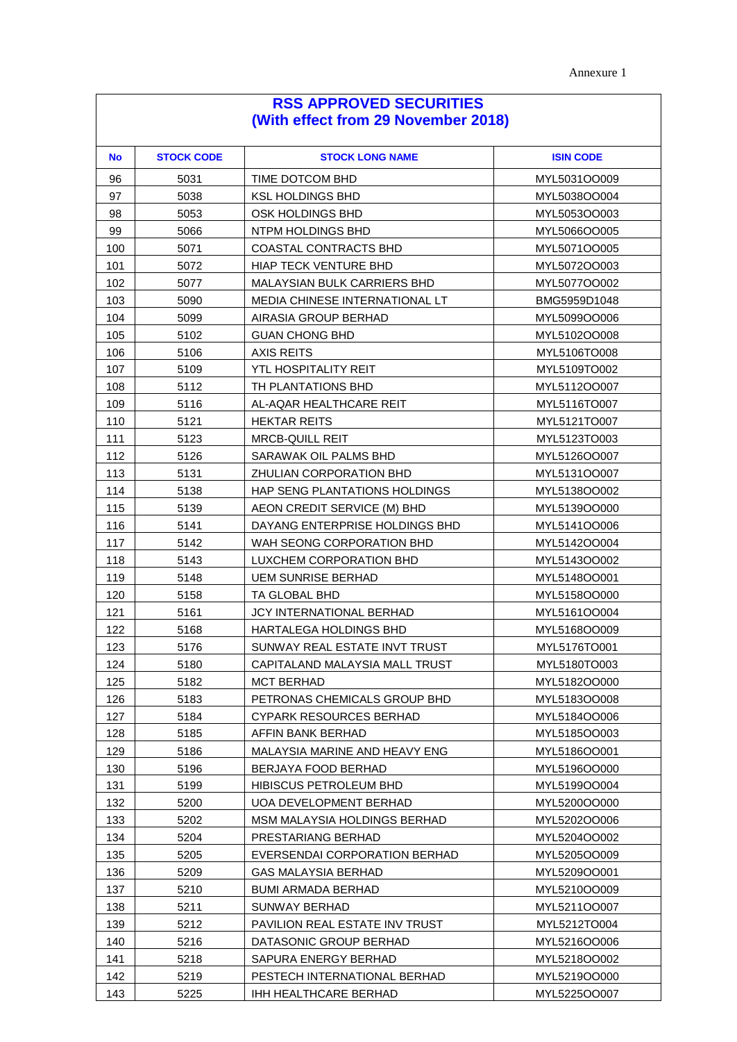Annexure 1

| RSS APPROVED SECURITIES (With effect from 29 November 2018) | | | |
|---|---|---|---|
| **No** | **STOCK CODE** | **STOCK LONG NAME** | **ISIN CODE** |
| 96 | 5031 | TIME DOTCOM BHD | MYL5031OO009 |
| 97 | 5038 | KSL HOLDINGS BHD | MYL5038OO004 |
| 98 | 5053 | OSK HOLDINGS BHD | MYL5053OO003 |
| 99 | 5066 | NTPM HOLDINGS BHD | MYL5066OO005 |
| 100 | 5071 | COASTAL CONTRACTS BHD | MYL5071OO005 |
| 101 | 5072 | HIAP TECK VENTURE BHD | MYL5072OO003 |
| 102 | 5077 | MALAYSIAN BULK CARRIERS BHD | MYL5077OO002 |
| 103 | 5090 | MEDIA CHINESE INTERNATIONAL LT | BMG5959D1048 |
| 104 | 5099 | AIRASIA GROUP BERHAD | MYL5099OO006 |
| 105 | 5102 | GUAN CHONG BHD | MYL5102OO008 |
| 106 | 5106 | AXIS REITS | MYL5106TO008 |
| 107 | 5109 | YTL HOSPITALITY REIT | MYL5109TO002 |
| 108 | 5112 | TH PLANTATIONS BHD | MYL5112OO007 |
| 109 | 5116 | AL-AQAR HEALTHCARE REIT | MYL5116TO007 |
| 110 | 5121 | HEKTAR REITS | MYL5121TO007 |
| 111 | 5123 | MRCB-QUILL REIT | MYL5123TO003 |
| 112 | 5126 | SARAWAK OIL PALMS BHD | MYL5126OO007 |
| 113 | 5131 | ZHULIAN CORPORATION BHD | MYL5131OO007 |
| 114 | 5138 | HAP SENG PLANTATIONS HOLDINGS | MYL5138OO002 |
| 115 | 5139 | AEON CREDIT SERVICE (M) BHD | MYL5139OO000 |
| 116 | 5141 | DAYANG ENTERPRISE HOLDINGS BHD | MYL5141OO006 |
| 117 | 5142 | WAH SEONG CORPORATION BHD | MYL5142OO004 |
| 118 | 5143 | LUXCHEM CORPORATION BHD | MYL5143OO002 |
| 119 | 5148 | UEM SUNRISE BERHAD | MYL5148OO001 |
| 120 | 5158 | TA GLOBAL BHD | MYL5158OO000 |
| 121 | 5161 | JCY INTERNATIONAL BERHAD | MYL5161OO004 |
| 122 | 5168 | HARTALEGA HOLDINGS BHD | MYL5168OO009 |
| 123 | 5176 | SUNWAY REAL ESTATE INVT TRUST | MYL5176TO001 |
| 124 | 5180 | CAPITALAND MALAYSIA MALL TRUST | MYL5180TO003 |
| 125 | 5182 | MCT BERHAD | MYL5182OO000 |
| 126 | 5183 | PETRONAS CHEMICALS GROUP BHD | MYL5183OO008 |
| 127 | 5184 | CYPARK RESOURCES BERHAD | MYL5184OO006 |
| 128 | 5185 | AFFIN BANK BERHAD | MYL5185OO003 |
| 129 | 5186 | MALAYSIA MARINE AND HEAVY ENG | MYL5186OO001 |
| 130 | 5196 | BERJAYA FOOD BERHAD | MYL5196OO000 |
| 131 | 5199 | HIBISCUS PETROLEUM BHD | MYL5199OO004 |
| 132 | 5200 | UOA DEVELOPMENT BERHAD | MYL5200OO000 |
| 133 | 5202 | MSM MALAYSIA HOLDINGS BERHAD | MYL5202OO006 |
| 134 | 5204 | PRESTARIANG BERHAD | MYL5204OO002 |
| 135 | 5205 | EVERSENDAI CORPORATION BERHAD | MYL5205OO009 |
| 136 | 5209 | GAS MALAYSIA BERHAD | MYL5209OO001 |
| 137 | 5210 | BUMI ARMADA BERHAD | MYL5210OO009 |
| 138 | 5211 | SUNWAY BERHAD | MYL5211OO007 |
| 139 | 5212 | PAVILION REAL ESTATE INV TRUST | MYL5212TO004 |
| 140 | 5216 | DATASONIC GROUP BERHAD | MYL5216OO006 |
| 141 | 5218 | SAPURA ENERGY BERHAD | MYL5218OO002 |
| 142 | 5219 | PESTECH INTERNATIONAL BERHAD | MYL5219OO000 |
| 143 | 5225 | IHH HEALTHCARE BERHAD | MYL5225OO007 |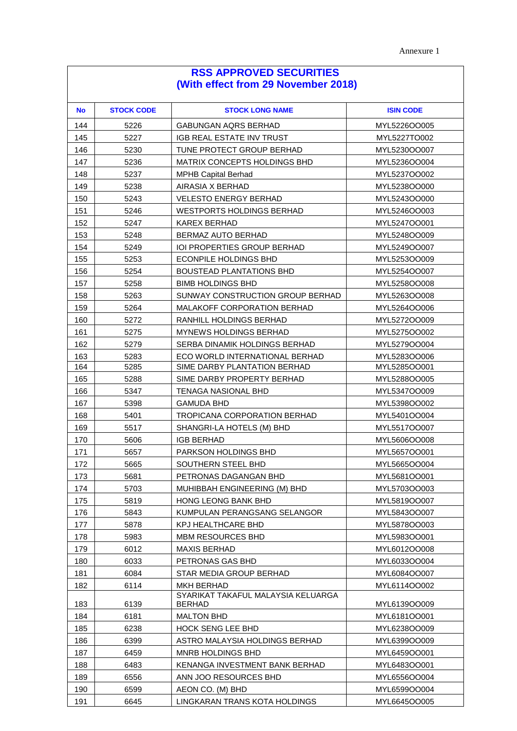Annexure 1

## RSS APPROVED SECURITIES
## (With effect from 29 November 2018)

| No | STOCK CODE | STOCK LONG NAME | ISIN CODE |
|---|---|---|---|
| 144 | 5226 | GABUNGAN AQRS BERHAD | MYL5226OO005 |
| 145 | 5227 | IGB REAL ESTATE INV TRUST | MYL5227TO002 |
| 146 | 5230 | TUNE PROTECT GROUP BERHAD | MYL5230OO007 |
| 147 | 5236 | MATRIX CONCEPTS HOLDINGS BHD | MYL5236OO004 |
| 148 | 5237 | MPHB Capital Berhad | MYL5237OO002 |
| 149 | 5238 | AIRASIA X BERHAD | MYL5238OO000 |
| 150 | 5243 | VELESTO ENERGY BERHAD | MYL5243OO000 |
| 151 | 5246 | WESTPORTS HOLDINGS BERHAD | MYL5246OO003 |
| 152 | 5247 | KAREX BERHAD | MYL5247OO001 |
| 153 | 5248 | BERMAZ AUTO BERHAD | MYL5248OO009 |
| 154 | 5249 | IOI PROPERTIES GROUP BERHAD | MYL5249OO007 |
| 155 | 5253 | ECONPILE HOLDINGS BHD | MYL5253OO009 |
| 156 | 5254 | BOUSTEAD PLANTATIONS BHD | MYL5254OO007 |
| 157 | 5258 | BIMB HOLDINGS BHD | MYL5258OO008 |
| 158 | 5263 | SUNWAY CONSTRUCTION GROUP BERHAD | MYL5263OO008 |
| 159 | 5264 | MALAKOFF CORPORATION BERHAD | MYL5264OO006 |
| 160 | 5272 | RANHILL HOLDINGS BERHAD | MYL5272OO009 |
| 161 | 5275 | MYNEWS HOLDINGS BERHAD | MYL5275OO002 |
| 162 | 5279 | SERBA DINAMIK HOLDINGS BERHAD | MYL5279OO004 |
| 163 | 5283 | ECO WORLD INTERNATIONAL BERHAD | MYL5283OO006 |
| 164 | 5285 | SIME DARBY PLANTATION BERHAD | MYL5285OO001 |
| 165 | 5288 | SIME DARBY PROPERTY BERHAD | MYL5288OO005 |
| 166 | 5347 | TENAGA NASIONAL BHD | MYL5347OO009 |
| 167 | 5398 | GAMUDA BHD | MYL5398OO002 |
| 168 | 5401 | TROPICANA CORPORATION BERHAD | MYL5401OO004 |
| 169 | 5517 | SHANGRI-LA HOTELS (M) BHD | MYL5517OO007 |
| 170 | 5606 | IGB BERHAD | MYL5606OO008 |
| 171 | 5657 | PARKSON HOLDINGS BHD | MYL5657OO001 |
| 172 | 5665 | SOUTHERN STEEL BHD | MYL5665OO004 |
| 173 | 5681 | PETRONAS DAGANGAN BHD | MYL5681OO001 |
| 174 | 5703 | MUHIBBAH ENGINEERING (M) BHD | MYL5703OO003 |
| 175 | 5819 | HONG LEONG BANK BHD | MYL5819OO007 |
| 176 | 5843 | KUMPULAN PERANGSANG SELANGOR | MYL5843OO007 |
| 177 | 5878 | KPJ HEALTHCARE BHD | MYL5878OO003 |
| 178 | 5983 | MBM RESOURCES BHD | MYL5983OO001 |
| 179 | 6012 | MAXIS BERHAD | MYL6012OO008 |
| 180 | 6033 | PETRONAS GAS BHD | MYL6033OO004 |
| 181 | 6084 | STAR MEDIA GROUP BERHAD | MYL6084OO007 |
| 182 | 6114 | MKH BERHAD | MYL6114OO002 |
| 183 | 6139 | SYARIKAT TAKAFUL MALAYSIA KELUARGA BERHAD | MYL6139OO009 |
| 184 | 6181 | MALTON BHD | MYL6181OO001 |
| 185 | 6238 | HOCK SENG LEE BHD | MYL6238OO009 |
| 186 | 6399 | ASTRO MALAYSIA HOLDINGS BERHAD | MYL6399OO009 |
| 187 | 6459 | MNRB HOLDINGS BHD | MYL6459OO001 |
| 188 | 6483 | KENANGA INVESTMENT BANK BERHAD | MYL6483OO001 |
| 189 | 6556 | ANN JOO RESOURCES BHD | MYL6556OO004 |
| 190 | 6599 | AEON CO. (M) BHD | MYL6599OO004 |
| 191 | 6645 | LINGKARAN TRANS KOTA HOLDINGS | MYL6645OO005 |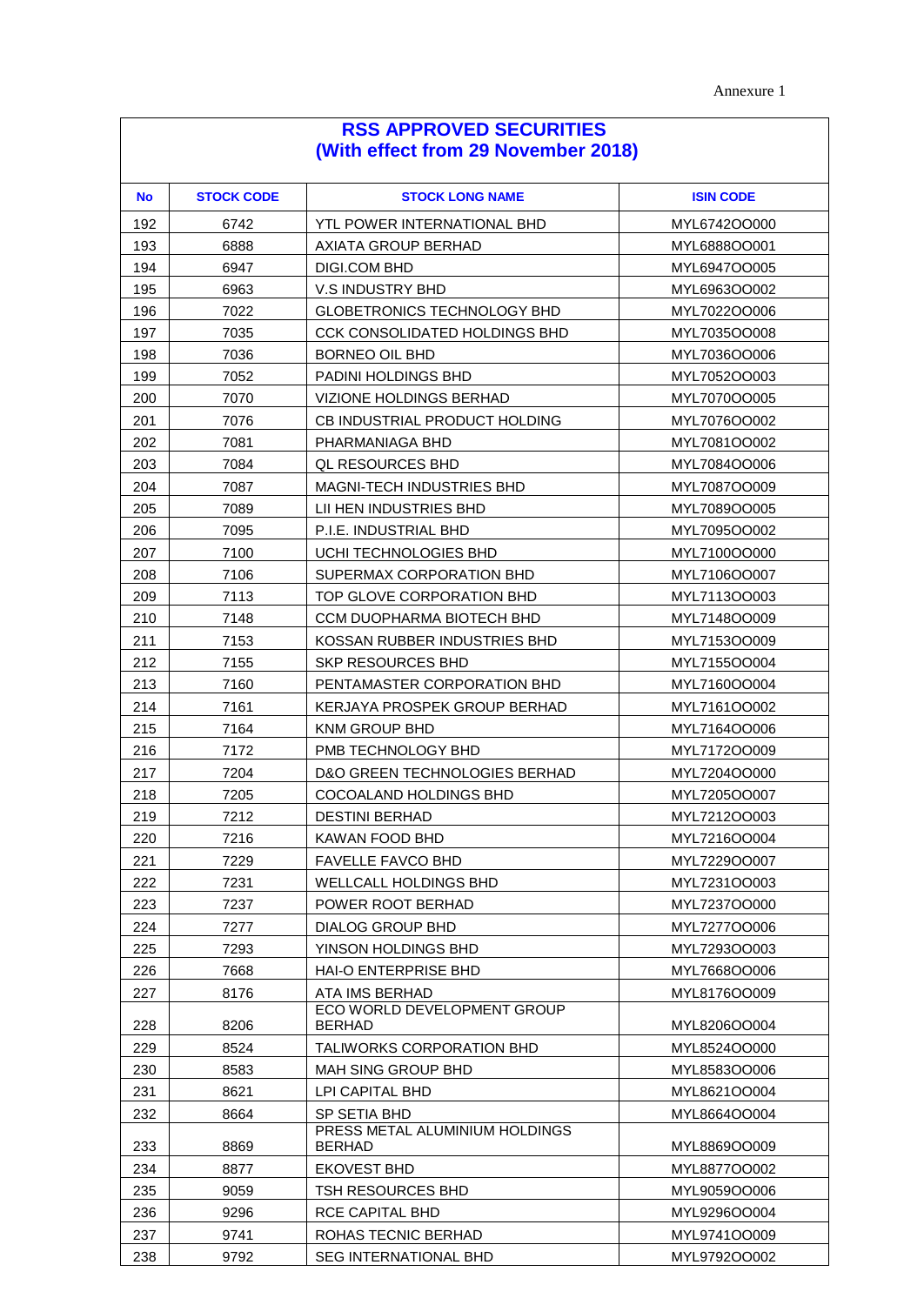Annexure 1

| RSS APPROVED SECURITIES (With effect from 29 November 2018) | | | |
|---|---|---|---|
| **No** | **STOCK CODE** | **STOCK LONG NAME** | **ISIN CODE** |
| 192 | 6742 | YTL POWER INTERNATIONAL BHD | MYL6742OO000 |
| 193 | 6888 | AXIATA GROUP BERHAD | MYL6888OO001 |
| 194 | 6947 | DIGI.COM BHD | MYL6947OO005 |
| 195 | 6963 | V.S INDUSTRY BHD | MYL6963OO002 |
| 196 | 7022 | GLOBETRONICS TECHNOLOGY BHD | MYL7022OO006 |
| 197 | 7035 | CCK CONSOLIDATED HOLDINGS BHD | MYL7035OO008 |
| 198 | 7036 | BORNEO OIL BHD | MYL7036OO006 |
| 199 | 7052 | PADINI HOLDINGS BHD | MYL7052OO003 |
| 200 | 7070 | VIZIONE HOLDINGS BERHAD | MYL7070OO005 |
| 201 | 7076 | CB INDUSTRIAL PRODUCT HOLDING | MYL7076OO002 |
| 202 | 7081 | PHARMANIAGA BHD | MYL7081OO002 |
| 203 | 7084 | QL RESOURCES BHD | MYL7084OO006 |
| 204 | 7087 | MAGNI-TECH INDUSTRIES BHD | MYL7087OO009 |
| 205 | 7089 | LII HEN INDUSTRIES BHD | MYL7089OO005 |
| 206 | 7095 | P.I.E. INDUSTRIAL BHD | MYL7095OO002 |
| 207 | 7100 | UCHI TECHNOLOGIES BHD | MYL7100OO000 |
| 208 | 7106 | SUPERMAX CORPORATION BHD | MYL7106OO007 |
| 209 | 7113 | TOP GLOVE CORPORATION BHD | MYL7113OO003 |
| 210 | 7148 | CCM DUOPHARMA BIOTECH BHD | MYL7148OO009 |
| 211 | 7153 | KOSSAN RUBBER INDUSTRIES BHD | MYL7153OO009 |
| 212 | 7155 | SKP RESOURCES BHD | MYL7155OO004 |
| 213 | 7160 | PENTAMASTER CORPORATION BHD | MYL7160OO004 |
| 214 | 7161 | KERJAYA PROSPEK GROUP BERHAD | MYL7161OO002 |
| 215 | 7164 | KNM GROUP BHD | MYL7164OO006 |
| 216 | 7172 | PMB TECHNOLOGY BHD | MYL7172OO009 |
| 217 | 7204 | D&O GREEN TECHNOLOGIES BERHAD | MYL7204OO000 |
| 218 | 7205 | COCOALAND HOLDINGS BHD | MYL7205OO007 |
| 219 | 7212 | DESTINI BERHAD | MYL7212OO003 |
| 220 | 7216 | KAWAN FOOD BHD | MYL7216OO004 |
| 221 | 7229 | FAVELLE FAVCO BHD | MYL7229OO007 |
| 222 | 7231 | WELLCALL HOLDINGS BHD | MYL7231OO003 |
| 223 | 7237 | POWER ROOT BERHAD | MYL7237OO000 |
| 224 | 7277 | DIALOG GROUP BHD | MYL7277OO006 |
| 225 | 7293 | YINSON HOLDINGS BHD | MYL7293OO003 |
| 226 | 7668 | HAI-O ENTERPRISE BHD | MYL7668OO006 |
| 227 | 8176 | ATA IMS BERHAD | MYL8176OO009 |
| 228 | 8206 | ECO WORLD DEVELOPMENT GROUP BERHAD | MYL8206OO004 |
| 229 | 8524 | TALIWORKS CORPORATION BHD | MYL8524OO000 |
| 230 | 8583 | MAH SING GROUP BHD | MYL8583OO006 |
| 231 | 8621 | LPI CAPITAL BHD | MYL8621OO004 |
| 232 | 8664 | SP SETIA BHD | MYL8664OO004 |
| 233 | 8869 | PRESS METAL ALUMINIUM HOLDINGS BERHAD | MYL8869OO009 |
| 234 | 8877 | EKOVEST BHD | MYL8877OO002 |
| 235 | 9059 | TSH RESOURCES BHD | MYL9059OO006 |
| 236 | 9296 | RCE CAPITAL BHD | MYL9296OO004 |
| 237 | 9741 | ROHAS TECNIC BERHAD | MYL9741OO009 |
| 238 | 9792 | SEG INTERNATIONAL BHD | MYL9792OO002 |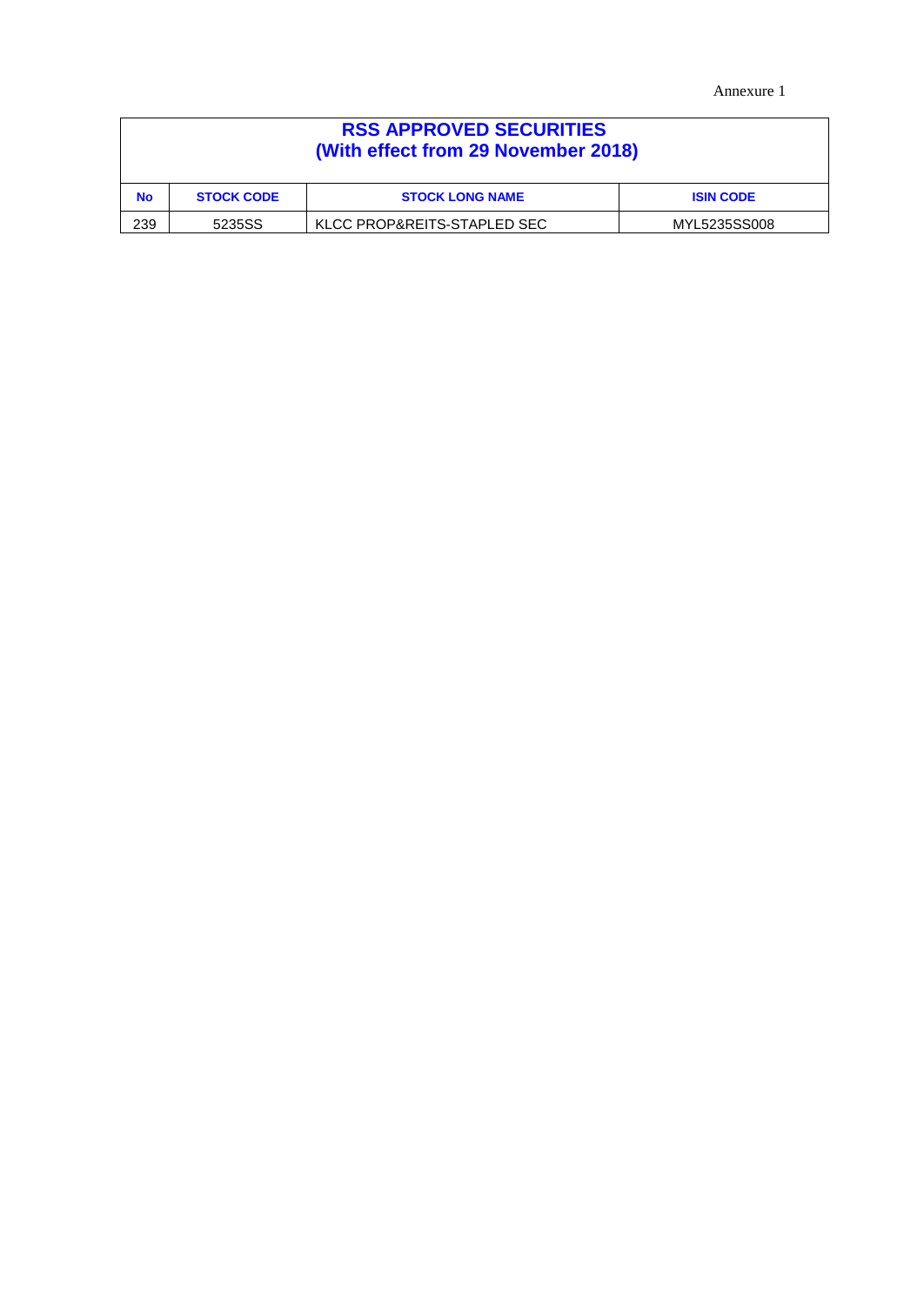Annexure 1

| RSS APPROVED SECURITIES (With effect from 29 November 2018) | | | |
|---|---|---|---|
| **No** | **STOCK CODE** | **STOCK LONG NAME** | **ISIN CODE** |
| 239 | 5235SS | KLCC PROP&REITS-STAPLED SEC | MYL5235SS008 |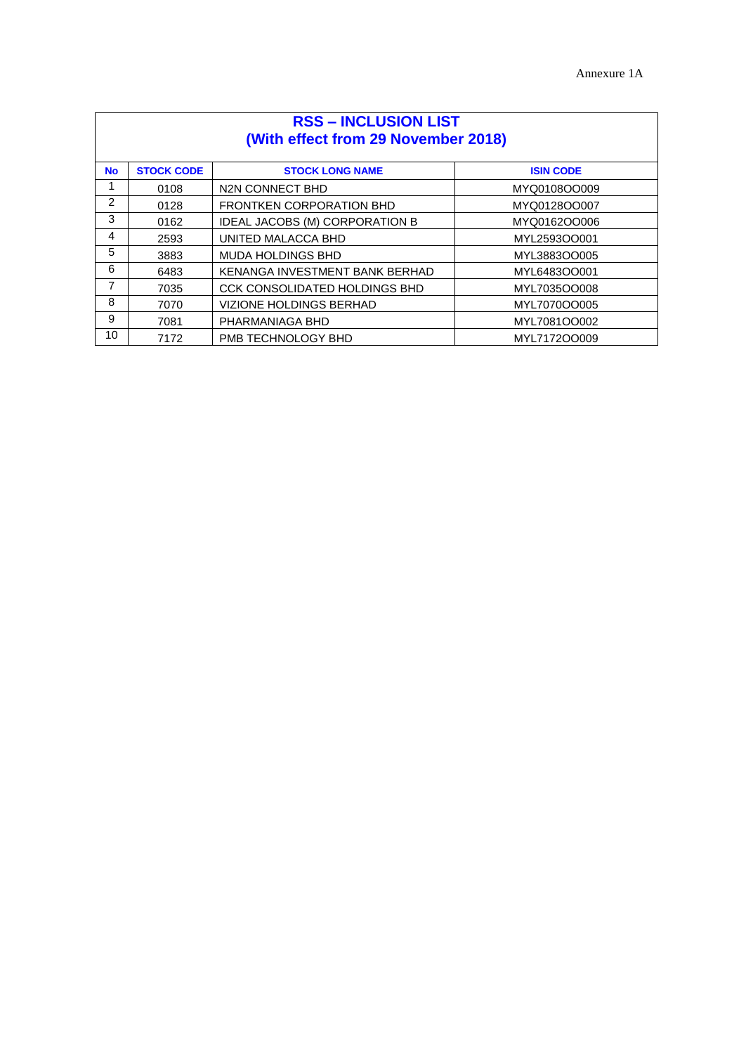Annexure 1A

| RSS – INCLUSION LIST (With effect from 29 November 2018) | | | |
|---|---|---|---|
| **No** | **STOCK CODE** | **STOCK LONG NAME** | **ISIN CODE** |
| 1 | 0108 | N2N CONNECT BHD | MYQ0108OO009 |
| 2 | 0128 | FRONTKEN CORPORATION BHD | MYQ0128OO007 |
| 3 | 0162 | IDEAL JACOBS (M) CORPORATION B | MYQ0162OO006 |
| 4 | 2593 | UNITED MALACCA BHD | MYL2593OO001 |
| 5 | 3883 | MUDA HOLDINGS BHD | MYL3883OO005 |
| 6 | 6483 | KENANGA INVESTMENT BANK BERHAD | MYL6483OO001 |
| 7 | 7035 | CCK CONSOLIDATED HOLDINGS BHD | MYL7035OO008 |
| 8 | 7070 | VIZIONE HOLDINGS BERHAD | MYL7070OO005 |
| 9 | 7081 | PHARMANIAGA BHD | MYL7081OO002 |
| 10 | 7172 | PMB TECHNOLOGY BHD | MYL7172OO009 |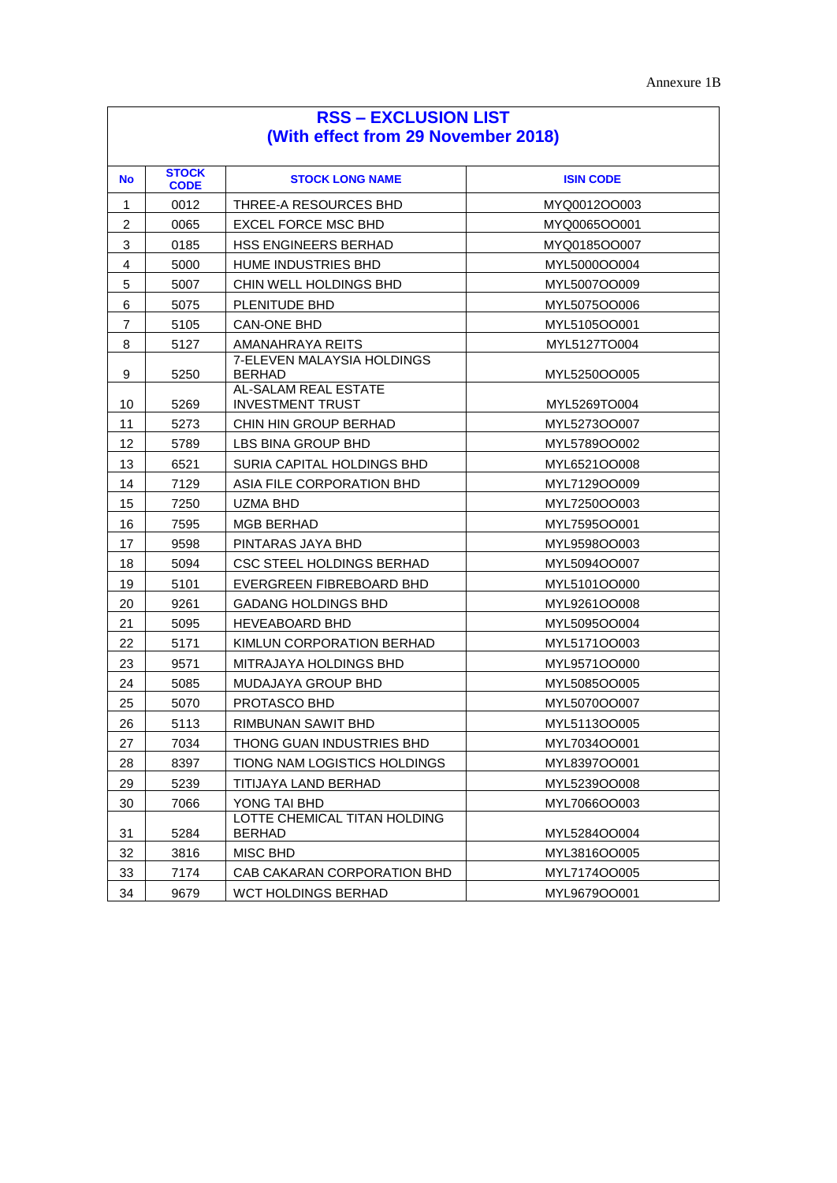Annexure 1B

# RSS – EXCLUSION LIST
## (With effect from 29 November 2018)

| No | STOCK CODE | STOCK LONG NAME | ISIN CODE |
|---|---|---|---|
| 1 | 0012 | THREE-A RESOURCES BHD | MYQ0012OO003 |
| 2 | 0065 | EXCEL FORCE MSC BHD | MYQ0065OO001 |
| 3 | 0185 | HSS ENGINEERS BERHAD | MYQ0185OO007 |
| 4 | 5000 | HUME INDUSTRIES BHD | MYL5000OO004 |
| 5 | 5007 | CHIN WELL HOLDINGS BHD | MYL5007OO009 |
| 6 | 5075 | PLENITUDE BHD | MYL5075OO006 |
| 7 | 5105 | CAN-ONE BHD | MYL5105OO001 |
| 8 | 5127 | AMANAHRAYA REITS | MYL5127TO004 |
| 9 | 5250 | 7-ELEVEN MALAYSIA HOLDINGS BERHAD | MYL5250OO005 |
| 10 | 5269 | AL-SALAM REAL ESTATE INVESTMENT TRUST | MYL5269TO004 |
| 11 | 5273 | CHIN HIN GROUP BERHAD | MYL5273OO007 |
| 12 | 5789 | LBS BINA GROUP BHD | MYL5789OO002 |
| 13 | 6521 | SURIA CAPITAL HOLDINGS BHD | MYL6521OO008 |
| 14 | 7129 | ASIA FILE CORPORATION BHD | MYL7129OO009 |
| 15 | 7250 | UZMA BHD | MYL7250OO003 |
| 16 | 7595 | MGB BERHAD | MYL7595OO001 |
| 17 | 9598 | PINTARAS JAYA BHD | MYL9598OO003 |
| 18 | 5094 | CSC STEEL HOLDINGS BERHAD | MYL5094OO007 |
| 19 | 5101 | EVERGREEN FIBREBOARD BHD | MYL5101OO000 |
| 20 | 9261 | GADANG HOLDINGS BHD | MYL9261OO008 |
| 21 | 5095 | HEVEABOARD BHD | MYL5095OO004 |
| 22 | 5171 | KIMLUN CORPORATION BERHAD | MYL5171OO003 |
| 23 | 9571 | MITRAJAYA HOLDINGS BHD | MYL9571OO000 |
| 24 | 5085 | MUDAJAYA GROUP BHD | MYL5085OO005 |
| 25 | 5070 | PROTASCO BHD | MYL5070OO007 |
| 26 | 5113 | RIMBUNAN SAWIT BHD | MYL5113OO005 |
| 27 | 7034 | THONG GUAN INDUSTRIES BHD | MYL7034OO001 |
| 28 | 8397 | TIONG NAM LOGISTICS HOLDINGS | MYL8397OO001 |
| 29 | 5239 | TITIJAYA LAND BERHAD | MYL5239OO008 |
| 30 | 7066 | YONG TAI BHD | MYL7066OO003 |
| 31 | 5284 | LOTTE CHEMICAL TITAN HOLDING BERHAD | MYL5284OO004 |
| 32 | 3816 | MISC BHD | MYL3816OO005 |
| 33 | 7174 | CAB CAKARAN CORPORATION BHD | MYL7174OO005 |
| 34 | 9679 | WCT HOLDINGS BERHAD | MYL9679OO001 |